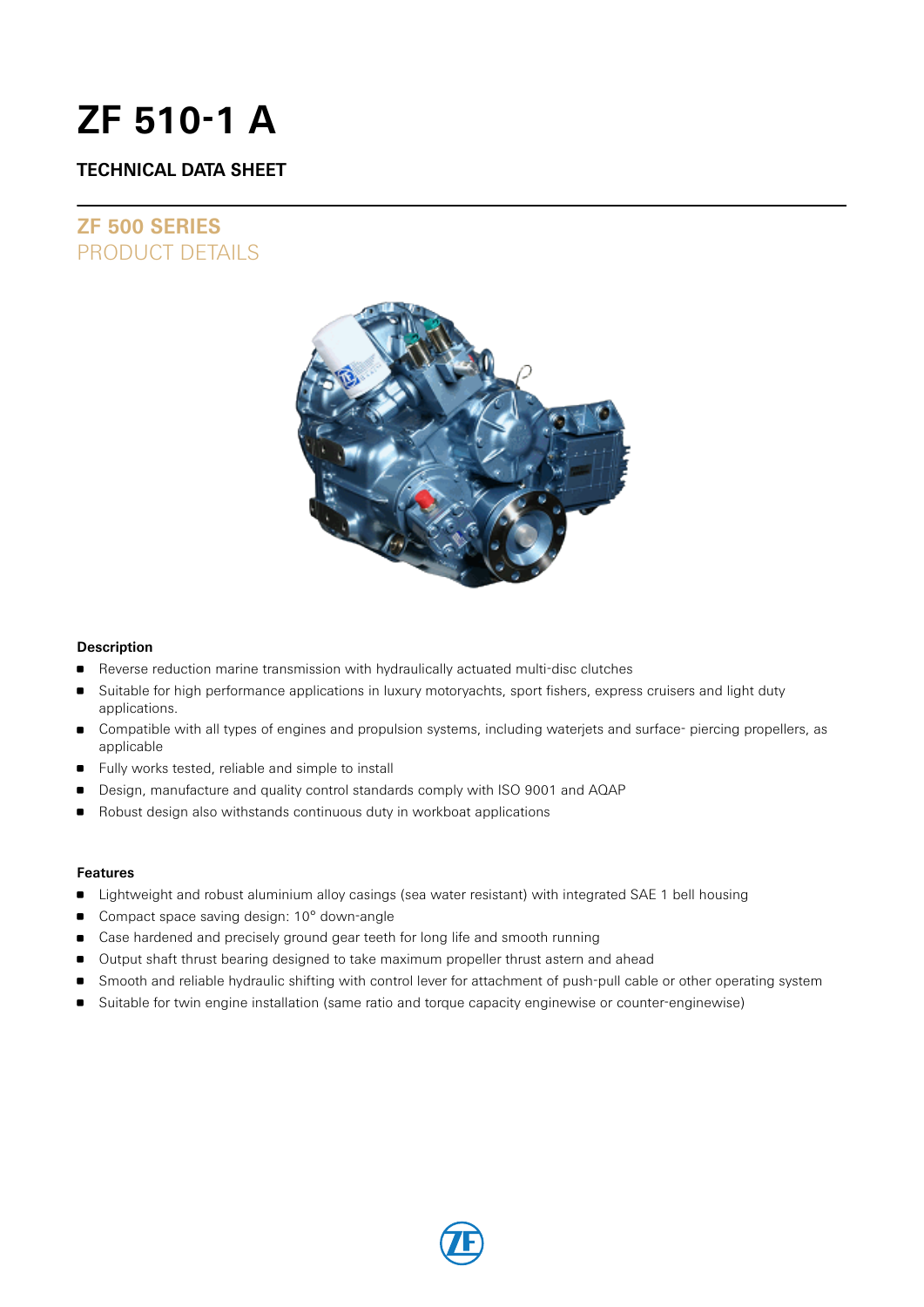# ZF 510-1 A

### TECHNICAL DATA SHEET

## ZF 500 SERIES
PRODUCT DETAILS

#### Description

- Reverse reduction marine transmission with hydraulically actuated multi-disc clutches
- Suitable for high performance applications in luxury motoryachts, sport fishers, express cruisers and light duty applications.
- Compatible with all types of engines and propulsion systems, including waterjets and surface- piercing propellers, as applicable
- Fully works tested, reliable and simple to install
- Design, manufacture and quality control standards comply with ISO 9001 and AQAP
- Robust design also withstands continuous duty in workboat applications

#### Features

- Lightweight and robust aluminium alloy casings (sea water resistant) with integrated SAE 1 bell housing
- Compact space saving design: 10° down-angle
- Case hardened and precisely ground gear teeth for long life and smooth running
- Output shaft thrust bearing designed to take maximum propeller thrust astern and ahead
- Smooth and reliable hydraulic shifting with control lever for attachment of push-pull cable or other operating system
- Suitable for twin engine installation (same ratio and torque capacity enginewise or counter-enginewise)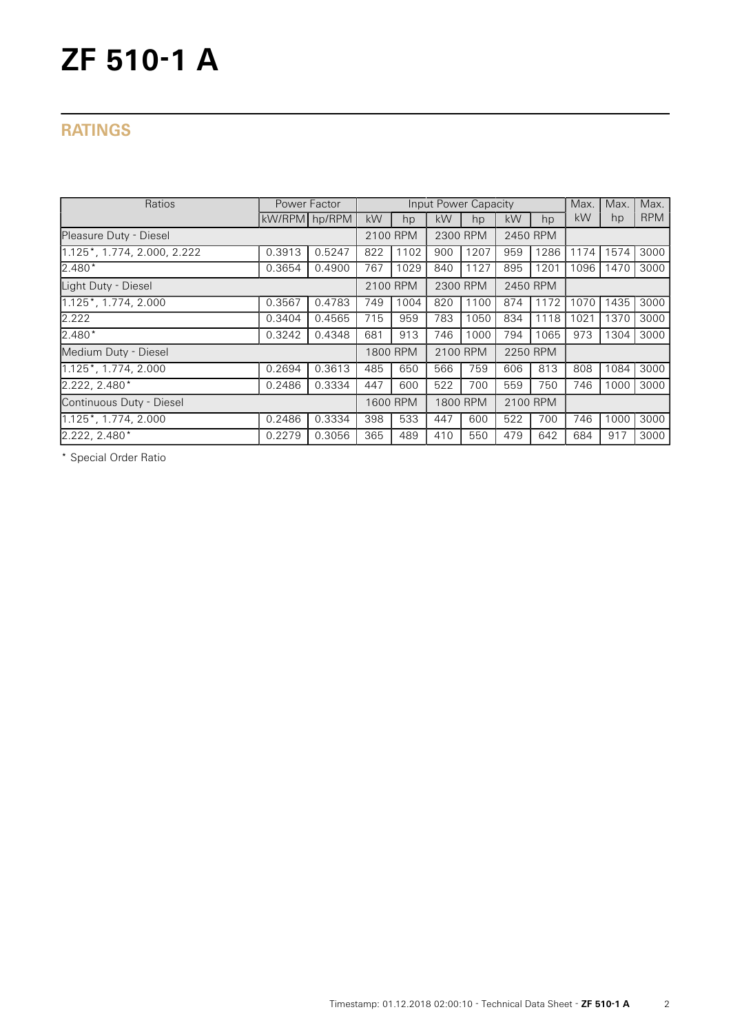# ZF 510-1 A

## RATINGS

| Ratios | Power Factor | | Input Power Capacity | | | | | | Max. | Max. | Max. |
|---|---|---|---|---|---|---|---|---|---|---|---|
| | kW/RPM | hp/RPM | kW | hp | kW | hp | kW | hp | kW | hp | RPM |
| Pleasure Duty - Diesel | | | 2100 RPM | | 2300 RPM | | 2450 RPM | | | | |
| 1.125*, 1.774, 2.000, 2.222 | 0.3913 | 0.5247 | 822 | 1102 | 900 | 1207 | 959 | 1286 | 1174 | 1574 | 3000 |
| 2.480* | 0.3654 | 0.4900 | 767 | 1029 | 840 | 1127 | 895 | 1201 | 1096 | 1470 | 3000 |
| Light Duty - Diesel | | | 2100 RPM | | 2300 RPM | | 2450 RPM | | | | |
| 1.125*, 1.774, 2.000 | 0.3567 | 0.4783 | 749 | 1004 | 820 | 1100 | 874 | 1172 | 1070 | 1435 | 3000 |
| 2.222 | 0.3404 | 0.4565 | 715 | 959 | 783 | 1050 | 834 | 1118 | 1021 | 1370 | 3000 |
| 2.480* | 0.3242 | 0.4348 | 681 | 913 | 746 | 1000 | 794 | 1065 | 973 | 1304 | 3000 |
| Medium Duty - Diesel | | | 1800 RPM | | 2100 RPM | | 2250 RPM | | | | |
| 1.125*, 1.774, 2.000 | 0.2694 | 0.3613 | 485 | 650 | 566 | 759 | 606 | 813 | 808 | 1084 | 3000 |
| 2.222, 2.480* | 0.2486 | 0.3334 | 447 | 600 | 522 | 700 | 559 | 750 | 746 | 1000 | 3000 |
| Continuous Duty - Diesel | | | 1600 RPM | | 1800 RPM | | 2100 RPM | | | | |
| 1.125*, 1.774, 2.000 | 0.2486 | 0.3334 | 398 | 533 | 447 | 600 | 522 | 700 | 746 | 1000 | 3000 |
| 2.222, 2.480* | 0.2279 | 0.3056 | 365 | 489 | 410 | 550 | 479 | 642 | 684 | 917 | 3000 |

* Special Order Ratio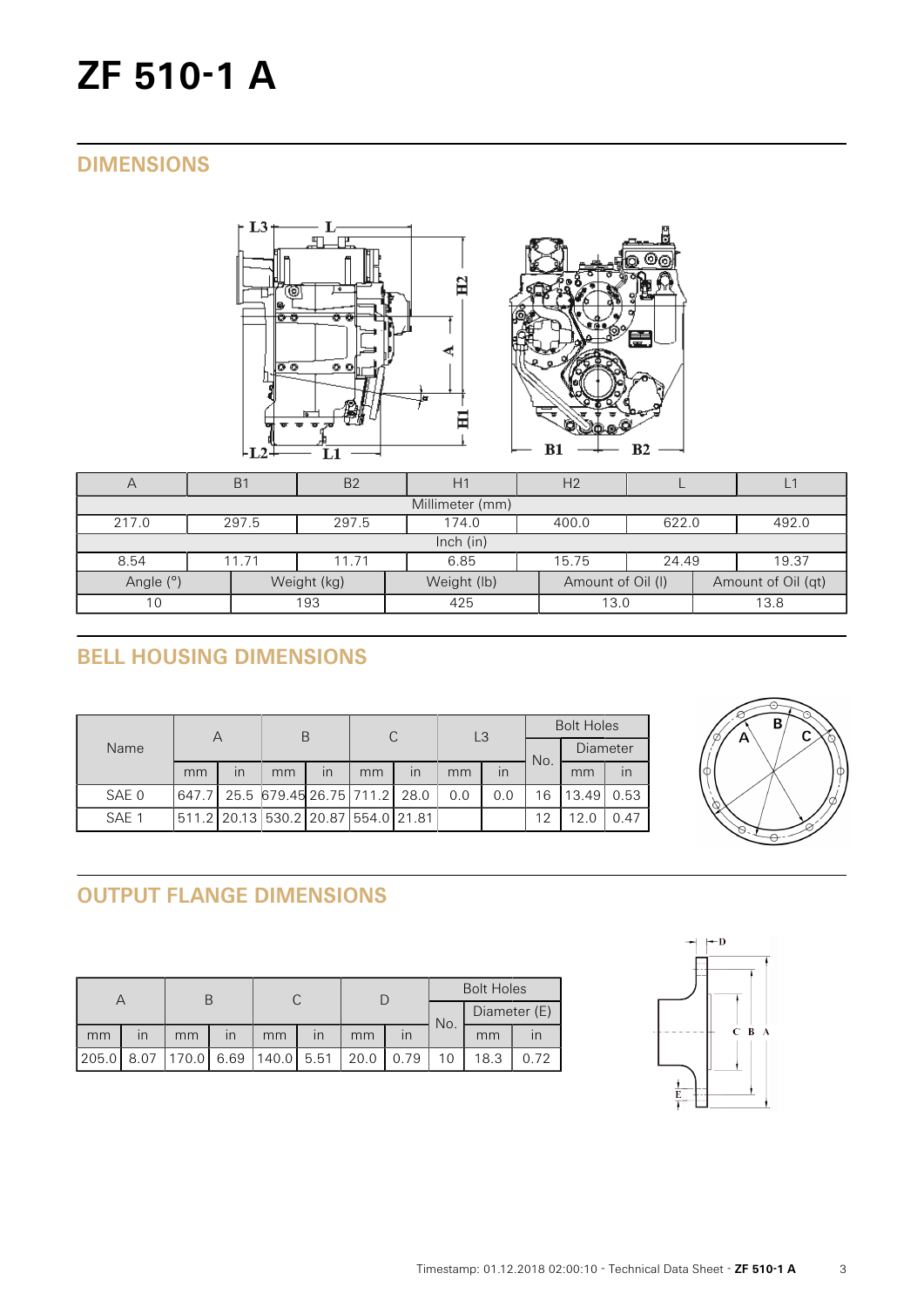# ZF 510-1 A

## DIMENSIONS

| A | B1 | B2 | H1 | H2 | L | L1 |
|---|---|---|---|---|---|---|
| Millimeter (mm) | | | | | | |
| 217.0 | 297.5 | 297.5 | 174.0 | 400.0 | 622.0 | 492.0 |
| Inch (in) | | | | | | |
| 8.54 | 11.71 | 11.71 | 6.85 | 15.75 | 24.49 | 19.37 |

| Angle (°) | Weight (kg) | Weight (lb) | Amount of Oil (l) | Amount of Oil (qt) |
|---|---|---|---|---|
| 10 | 193 | 425 | 13.0 | 13.8 |

## BELL HOUSING DIMENSIONS

| Name | A | | B | | C | | L3 | | Bolt Holes | | |
|---|---|---|---|---|---|---|---|---|---|---|---|
| | | | | | | | | | No. | Diameter | |
| | mm | in | mm | in | mm | in | mm | in | | mm | in |
| SAE 0 | 647.7 | 25.5 | 679.45 | 26.75 | 711.2 | 28.0 | 0.0 | 0.0 | 16 | 13.49 | 0.53 |
| SAE 1 | 511.2 | 20.13 | 530.2 | 20.87 | 554.0 | 21.81 | | | 12 | 12.0 | 0.47 |

## OUTPUT FLANGE DIMENSIONS

| A | | B | | C | | D | | Bolt Holes | | |
|---|---|---|---|---|---|---|---|---|---|---|
| | | | | | | | | No. | Diameter (E) | |
| mm | in | mm | in | mm | in | mm | in | | mm | in |
| 205.0 | 8.07 | 170.0 | 6.69 | 140.0 | 5.51 | 20.0 | 0.79 | 10 | 18.3 | 0.72 |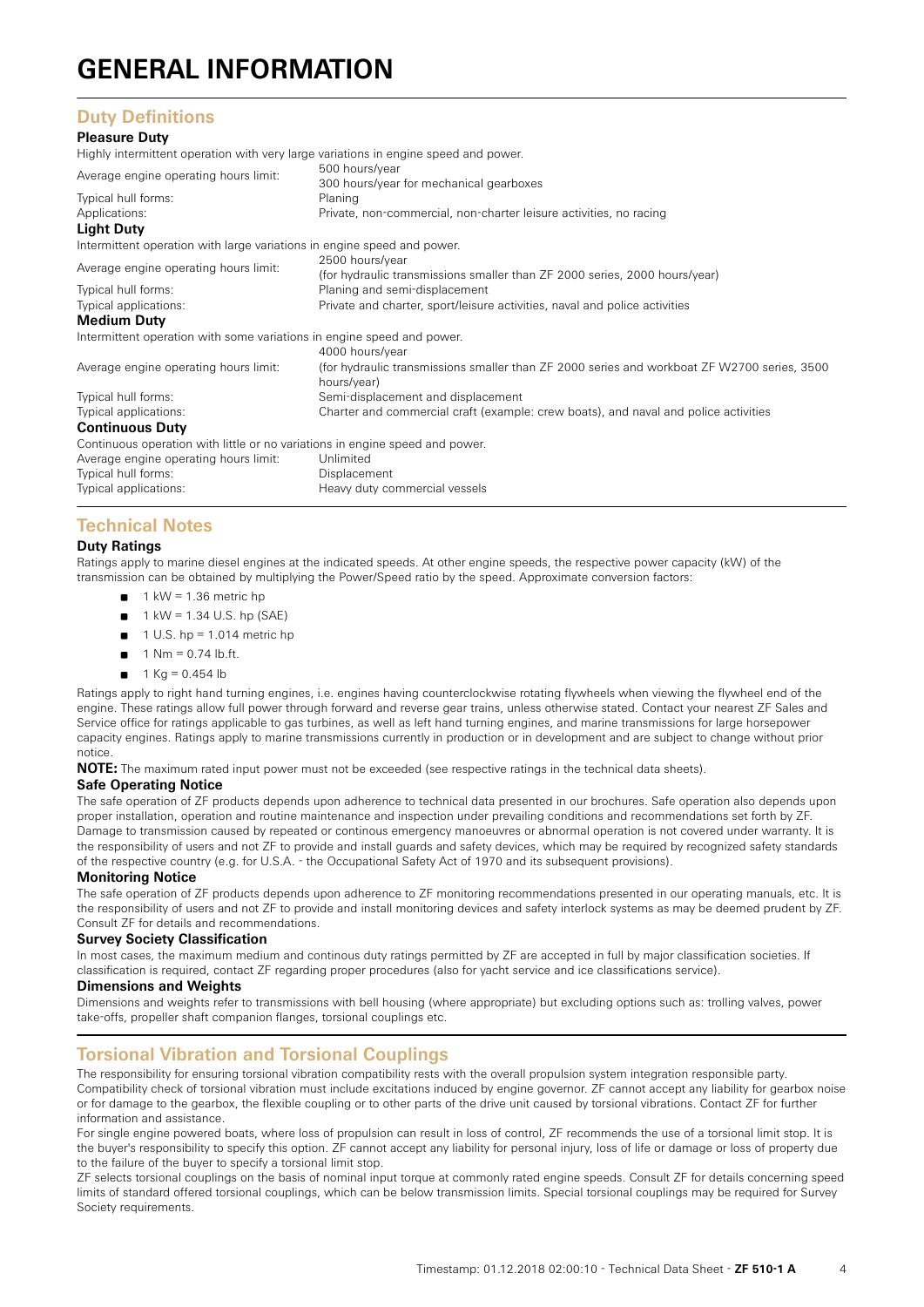# GENERAL INFORMATION

## Duty Definitions

### Pleasure Duty

Highly intermittent operation with very large variations in engine speed and power.

| | |
|---|---|
| Average engine operating hours limit: | 500 hours/year<br>300 hours/year for mechanical gearboxes |
| Typical hull forms: | Planing |
| Applications: | Private, non-commercial, non-charter leisure activities, no racing |

### Light Duty

Intermittent operation with large variations in engine speed and power.

| | |
|---|---|
| Average engine operating hours limit: | 2500 hours/year<br>(for hydraulic transmissions smaller than ZF 2000 series, 2000 hours/year) |
| Typical hull forms: | Planing and semi-displacement |
| Typical applications: | Private and charter, sport/leisure activities, naval and police activities |

### Medium Duty

Intermittent operation with some variations in engine speed and power.

| | |
|---|---|
| Average engine operating hours limit: | 4000 hours/year<br>(for hydraulic transmissions smaller than ZF 2000 series and workboat ZF W2700 series, 3500 hours/year) |
| Typical hull forms: | Semi-displacement and displacement |
| Typical applications: | Charter and commercial craft (example: crew boats), and naval and police activities |

### Continuous Duty

Continuous operation with little or no variations in engine speed and power.

| | |
|---|---|
| Average engine operating hours limit: | Unlimited |
| Typical hull forms: | Displacement |
| Typical applications: | Heavy duty commercial vessels |

## Technical Notes

### Duty Ratings

Ratings apply to marine diesel engines at the indicated speeds. At other engine speeds, the respective power capacity (kW) of the transmission can be obtained by multiplying the Power/Speed ratio by the speed. Approximate conversion factors:

- 1 kW = 1.36 metric hp
- 1 kW = 1.34 U.S. hp (SAE)
- 1 U.S. hp = 1.014 metric hp
- 1 Nm = 0.74 lb.ft.
- 1 Kg = 0.454 lb

Ratings apply to right hand turning engines, i.e. engines having counterclockwise rotating flywheels when viewing the flywheel end of the engine. These ratings allow full power through forward and reverse gear trains, unless otherwise stated. Contact your nearest ZF Sales and Service office for ratings applicable to gas turbines, as well as left hand turning engines, and marine transmissions for large horsepower capacity engines. Ratings apply to marine transmissions currently in production or in development and are subject to change without prior notice.

**NOTE:** The maximum rated input power must not be exceeded (see respective ratings in the technical data sheets).

### Safe Operating Notice

The safe operation of ZF products depends upon adherence to technical data presented in our brochures. Safe operation also depends upon proper installation, operation and routine maintenance and inspection under prevailing conditions and recommendations set forth by ZF. Damage to transmission caused by repeated or continous emergency manoeuvres or abnormal operation is not covered under warranty. It is the responsibility of users and not ZF to provide and install guards and safety devices, which may be required by recognized safety standards of the respective country (e.g. for U.S.A. - the Occupational Safety Act of 1970 and its subsequent provisions).

### Monitoring Notice

The safe operation of ZF products depends upon adherence to ZF monitoring recommendations presented in our operating manuals, etc. It is the responsibility of users and not ZF to provide and install monitoring devices and safety interlock systems as may be deemed prudent by ZF. Consult ZF for details and recommendations.

### Survey Society Classification

In most cases, the maximum medium and continous duty ratings permitted by ZF are accepted in full by major classification societies. If classification is required, contact ZF regarding proper procedures (also for yacht service and ice classifications service).

### Dimensions and Weights

Dimensions and weights refer to transmissions with bell housing (where appropriate) but excluding options such as: trolling valves, power take-offs, propeller shaft companion flanges, torsional couplings etc.

## Torsional Vibration and Torsional Couplings

The responsibility for ensuring torsional vibration compatibility rests with the overall propulsion system integration responsible party. Compatibility check of torsional vibration must include excitations induced by engine governor. ZF cannot accept any liability for gearbox noise or for damage to the gearbox, the flexible coupling or to other parts of the drive unit caused by torsional vibrations. Contact ZF for further information and assistance.

For single engine powered boats, where loss of propulsion can result in loss of control, ZF recommends the use of a torsional limit stop. It is the buyer's responsibility to specify this option. ZF cannot accept any liability for personal injury, loss of life or damage or loss of property due to the failure of the buyer to specify a torsional limit stop.

ZF selects torsional couplings on the basis of nominal input torque at commonly rated engine speeds. Consult ZF for details concerning speed limits of standard offered torsional couplings, which can be below transmission limits. Special torsional couplings may be required for Survey Society requirements.